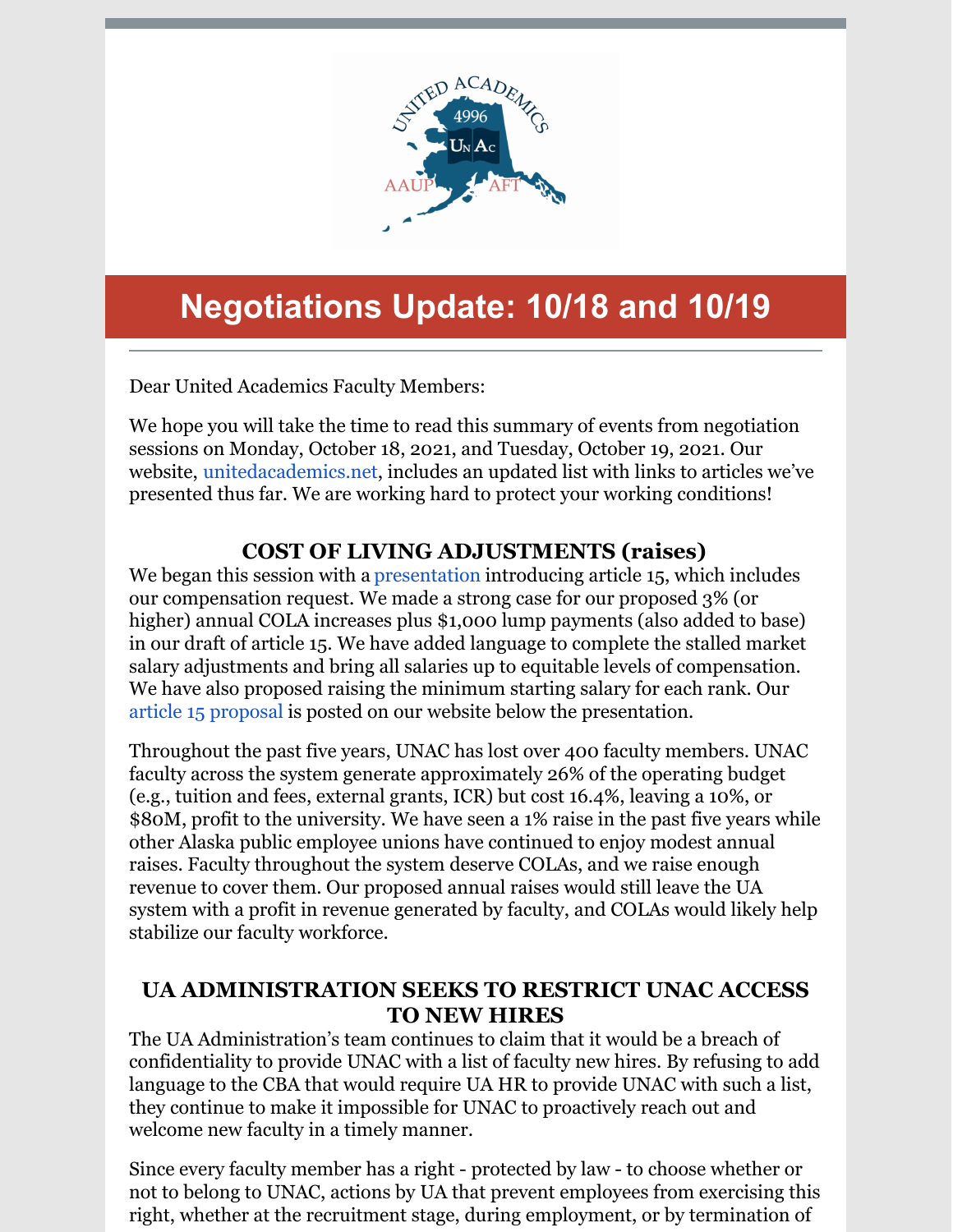# Negotiations Update: 10/18 and 10/19

Dear United Academics Faculty Members:

We hope you will take the time to read this summary of events from negotiation sessions on Monday, October 18, 2021, and Tuesday, October 19, 2021. Our website, unitedacademics.net, includes an updated list with links to articles we've presented thus far. We are working hard to protect your working conditions!

## COST OF LIVING ADJUSTMENTS (raises)

We began this session with a presentation introducing article 15, which includes our compensation request. We made a strong case for our proposed 3% (or higher) annual COLA increases plus $1,000 lump payments (also added to base) in our draft of article 15. We have added language to complete the stalled market salary adjustments and bring all salaries up to equitable levels of compensation. We have also proposed raising the minimum starting salary for each rank. Our article 15 proposal is posted on our website below the presentation.

Throughout the past five years, UNAC has lost over 400 faculty members. UNAC faculty across the system generate approximately 26% of the operating budget (e.g., tuition and fees, external grants, ICR) but cost 16.4%, leaving a 10%, or $80M, profit to the university. We have seen a 1% raise in the past five years while other Alaska public employee unions have continued to enjoy modest annual raises. Faculty throughout the system deserve COLAs, and we raise enough revenue to cover them. Our proposed annual raises would still leave the UA system with a profit in revenue generated by faculty, and COLAs would likely help stabilize our faculty workforce.

## UA ADMINISTRATION SEEKS TO RESTRICT UNAC ACCESS TO NEW HIRES

The UA Administration's team continues to claim that it would be a breach of confidentiality to provide UNAC with a list of faculty new hires. By refusing to add language to the CBA that would require UA HR to provide UNAC with such a list, they continue to make it impossible for UNAC to proactively reach out and welcome new faculty in a timely manner.

Since every faculty member has a right - protected by law - to choose whether or not to belong to UNAC, actions by UA that prevent employees from exercising this right, whether at the recruitment stage, during employment, or by termination of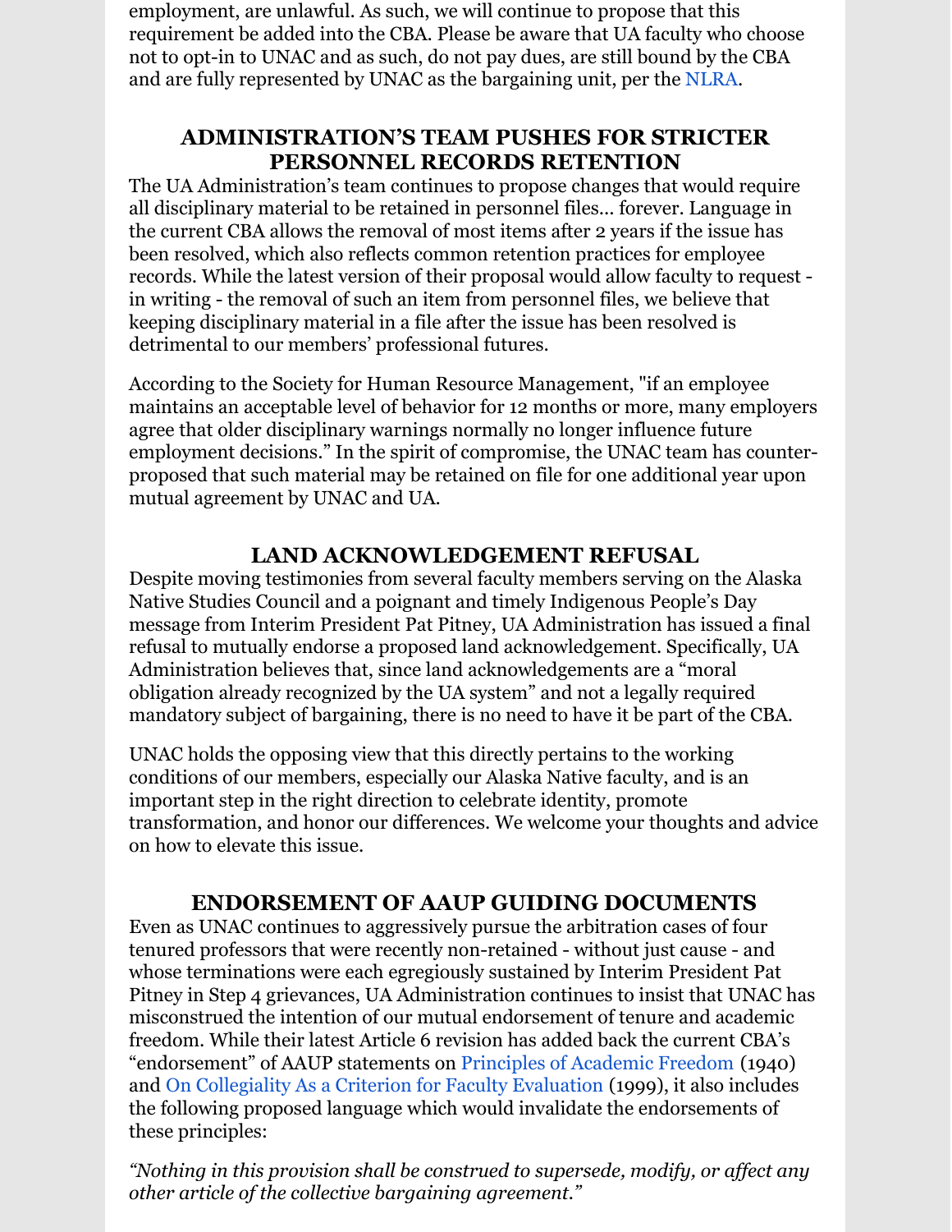employment, are unlawful. As such, we will continue to propose that this requirement be added into the CBA. Please be aware that UA faculty who choose not to opt-in to UNAC and as such, do not pay dues, are still bound by the CBA and are fully represented by UNAC as the bargaining unit, per the NLRA.

## ADMINISTRATION'S TEAM PUSHES FOR STRICTER PERSONNEL RECORDS RETENTION

The UA Administration's team continues to propose changes that would require all disciplinary material to be retained in personnel files... forever. Language in the current CBA allows the removal of most items after 2 years if the issue has been resolved, which also reflects common retention practices for employee records. While the latest version of their proposal would allow faculty to request - in writing - the removal of such an item from personnel files, we believe that keeping disciplinary material in a file after the issue has been resolved is detrimental to our members' professional futures.

According to the Society for Human Resource Management, "if an employee maintains an acceptable level of behavior for 12 months or more, many employers agree that older disciplinary warnings normally no longer influence future employment decisions." In the spirit of compromise, the UNAC team has counter-proposed that such material may be retained on file for one additional year upon mutual agreement by UNAC and UA.

## LAND ACKNOWLEDGEMENT REFUSAL

Despite moving testimonies from several faculty members serving on the Alaska Native Studies Council and a poignant and timely Indigenous People's Day message from Interim President Pat Pitney, UA Administration has issued a final refusal to mutually endorse a proposed land acknowledgement. Specifically, UA Administration believes that, since land acknowledgements are a "moral obligation already recognized by the UA system" and not a legally required mandatory subject of bargaining, there is no need to have it be part of the CBA.

UNAC holds the opposing view that this directly pertains to the working conditions of our members, especially our Alaska Native faculty, and is an important step in the right direction to celebrate identity, promote transformation, and honor our differences. We welcome your thoughts and advice on how to elevate this issue.

## ENDORSEMENT OF AAUP GUIDING DOCUMENTS

Even as UNAC continues to aggressively pursue the arbitration cases of four tenured professors that were recently non-retained - without just cause - and whose terminations were each egregiously sustained by Interim President Pat Pitney in Step 4 grievances, UA Administration continues to insist that UNAC has misconstrued the intention of our mutual endorsement of tenure and academic freedom. While their latest Article 6 revision has added back the current CBA's "endorsement" of AAUP statements on Principles of Academic Freedom (1940) and On Collegiality As a Criterion for Faculty Evaluation (1999), it also includes the following proposed language which would invalidate the endorsements of these principles:

*"Nothing in this provision shall be construed to supersede, modify, or affect any other article of the collective bargaining agreement."*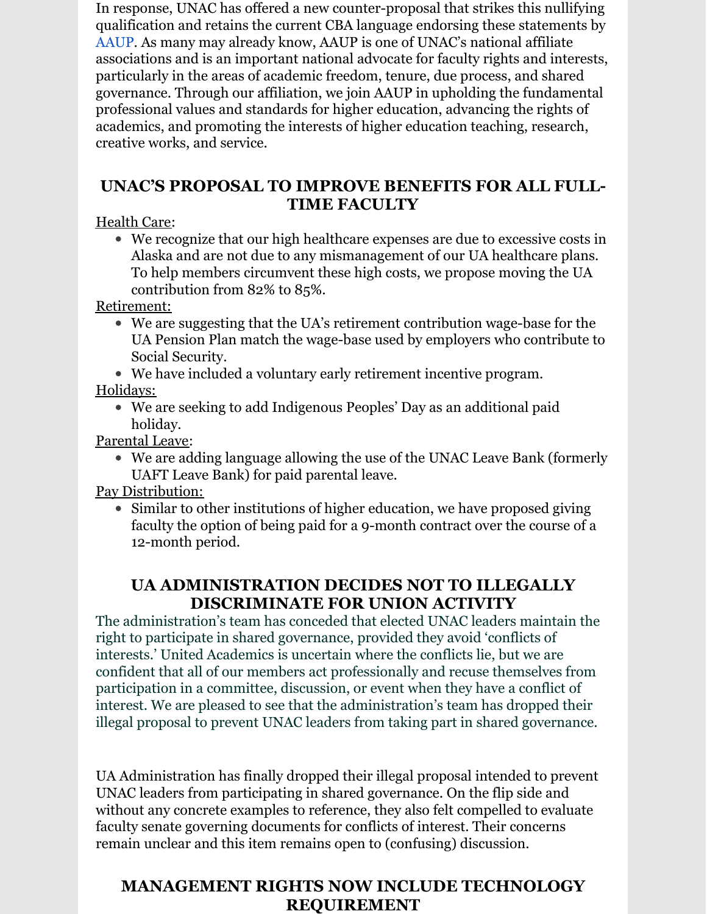In response, UNAC has offered a new counter-proposal that strikes this nullifying qualification and retains the current CBA language endorsing these statements by AAUP. As many may already know, AAUP is one of UNAC's national affiliate associations and is an important national advocate for faculty rights and interests, particularly in the areas of academic freedom, tenure, due process, and shared governance. Through our affiliation, we join AAUP in upholding the fundamental professional values and standards for higher education, advancing the rights of academics, and promoting the interests of higher education teaching, research, creative works, and service.

## UNAC'S PROPOSAL TO IMPROVE BENEFITS FOR ALL FULL-TIME FACULTY

Health Care:

- We recognize that our high healthcare expenses are due to excessive costs in Alaska and are not due to any mismanagement of our UA healthcare plans. To help members circumvent these high costs, we propose moving the UA contribution from 82% to 85%.

Retirement:

- We are suggesting that the UA's retirement contribution wage-base for the UA Pension Plan match the wage-base used by employers who contribute to Social Security.
- We have included a voluntary early retirement incentive program.

Holidays:

- We are seeking to add Indigenous Peoples' Day as an additional paid holiday.

Parental Leave:

- We are adding language allowing the use of the UNAC Leave Bank (formerly UAFT Leave Bank) for paid parental leave.

Pay Distribution:

- Similar to other institutions of higher education, we have proposed giving faculty the option of being paid for a 9-month contract over the course of a 12-month period.

## UA ADMINISTRATION DECIDES NOT TO ILLEGALLY DISCRIMINATE FOR UNION ACTIVITY

The administration's team has conceded that elected UNAC leaders maintain the right to participate in shared governance, provided they avoid 'conflicts of interests.' United Academics is uncertain where the conflicts lie, but we are confident that all of our members act professionally and recuse themselves from participation in a committee, discussion, or event when they have a conflict of interest. We are pleased to see that the administration's team has dropped their illegal proposal to prevent UNAC leaders from taking part in shared governance.

UA Administration has finally dropped their illegal proposal intended to prevent UNAC leaders from participating in shared governance. On the flip side and without any concrete examples to reference, they also felt compelled to evaluate faculty senate governing documents for conflicts of interest. Their concerns remain unclear and this item remains open to (confusing) discussion.

## MANAGEMENT RIGHTS NOW INCLUDE TECHNOLOGY REQUIREMENT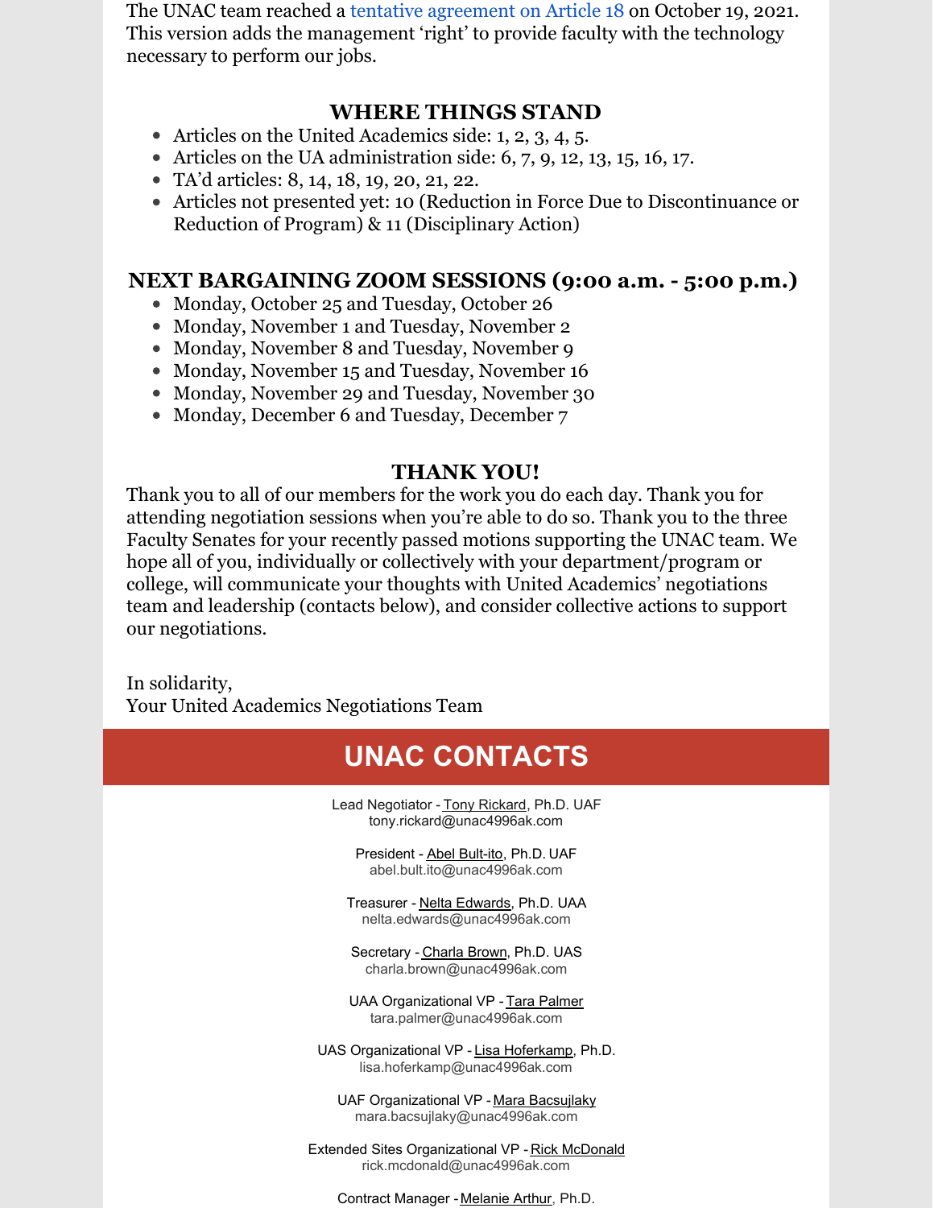The UNAC team reached a tentative agreement on Article 18 on October 19, 2021. This version adds the management 'right' to provide faculty with the technology necessary to perform our jobs.

## WHERE THINGS STAND

- Articles on the United Academics side: 1, 2, 3, 4, 5.
- Articles on the UA administration side: 6, 7, 9, 12, 13, 15, 16, 17.
- TA'd articles: 8, 14, 18, 19, 20, 21, 22.
- Articles not presented yet: 10 (Reduction in Force Due to Discontinuance or Reduction of Program) & 11 (Disciplinary Action)

## NEXT BARGAINING ZOOM SESSIONS (9:00 a.m. - 5:00 p.m.)

- Monday, October 25 and Tuesday, October 26
- Monday, November 1 and Tuesday, November 2
- Monday, November 8 and Tuesday, November 9
- Monday, November 15 and Tuesday, November 16
- Monday, November 29 and Tuesday, November 30
- Monday, December 6 and Tuesday, December 7

## THANK YOU!

Thank you to all of our members for the work you do each day. Thank you for attending negotiation sessions when you're able to do so. Thank you to the three Faculty Senates for your recently passed motions supporting the UNAC team. We hope all of you, individually or collectively with your department/program or college, will communicate your thoughts with United Academics' negotiations team and leadership (contacts below), and consider collective actions to support our negotiations.

In solidarity,
Your United Academics Negotiations Team

## UNAC CONTACTS

Lead Negotiator - Tony Rickard, Ph.D. UAF
tony.rickard@unac4996ak.com

President - Abel Bult-ito, Ph.D. UAF
abel.bult.ito@unac4996ak.com

Treasurer - Nelta Edwards, Ph.D. UAA
nelta.edwards@unac4996ak.com

Secretary - Charla Brown, Ph.D. UAS
charla.brown@unac4996ak.com

UAA Organizational VP - Tara Palmer
tara.palmer@unac4996ak.com

UAS Organizational VP - Lisa Hoferkamp, Ph.D.
lisa.hoferkamp@unac4996ak.com

UAF Organizational VP - Mara Bacsujlaky
mara.bacsujlaky@unac4996ak.com

Extended Sites Organizational VP - Rick McDonald
rick.mcdonald@unac4996ak.com

Contract Manager - Melanie Arthur, Ph.D.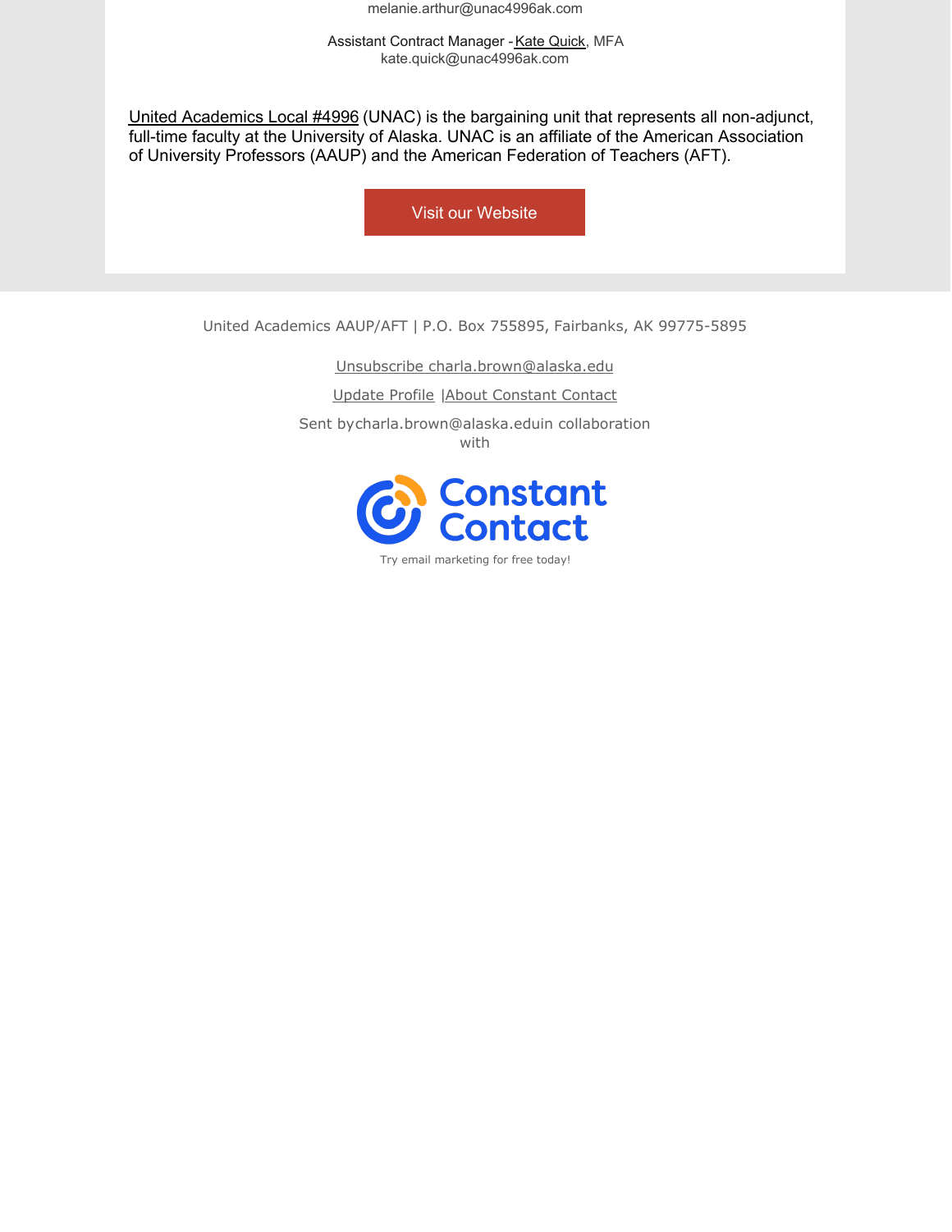melanie.arthur@unac4996ak.com

Assistant Contract Manager - Kate Quick, MFA
kate.quick@unac4996ak.com

United Academics Local #4996 (UNAC) is the bargaining unit that represents all non-adjunct, full-time faculty at the University of Alaska. UNAC is an affiliate of the American Association of University Professors (AAUP) and the American Federation of Teachers (AFT).

Visit our Website

United Academics AAUP/AFT | P.O. Box 755895, Fairbanks, AK 99775-5895

Unsubscribe charla.brown@alaska.edu

Update Profile |About Constant Contact

Sent bycharla.brown@alaska.eduin collaboration with

Constant Contact

Try email marketing for free today!